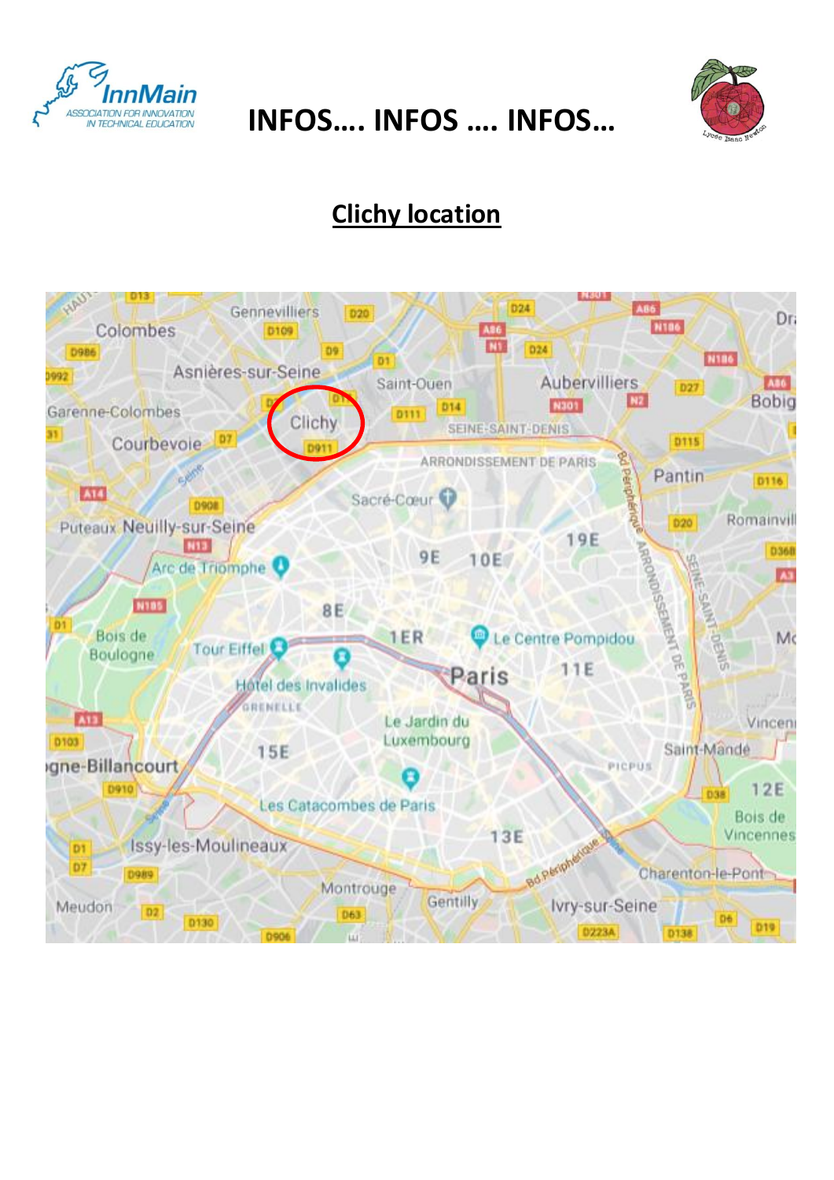# INFOS…. INFOS …. INFOS…

## Clichy location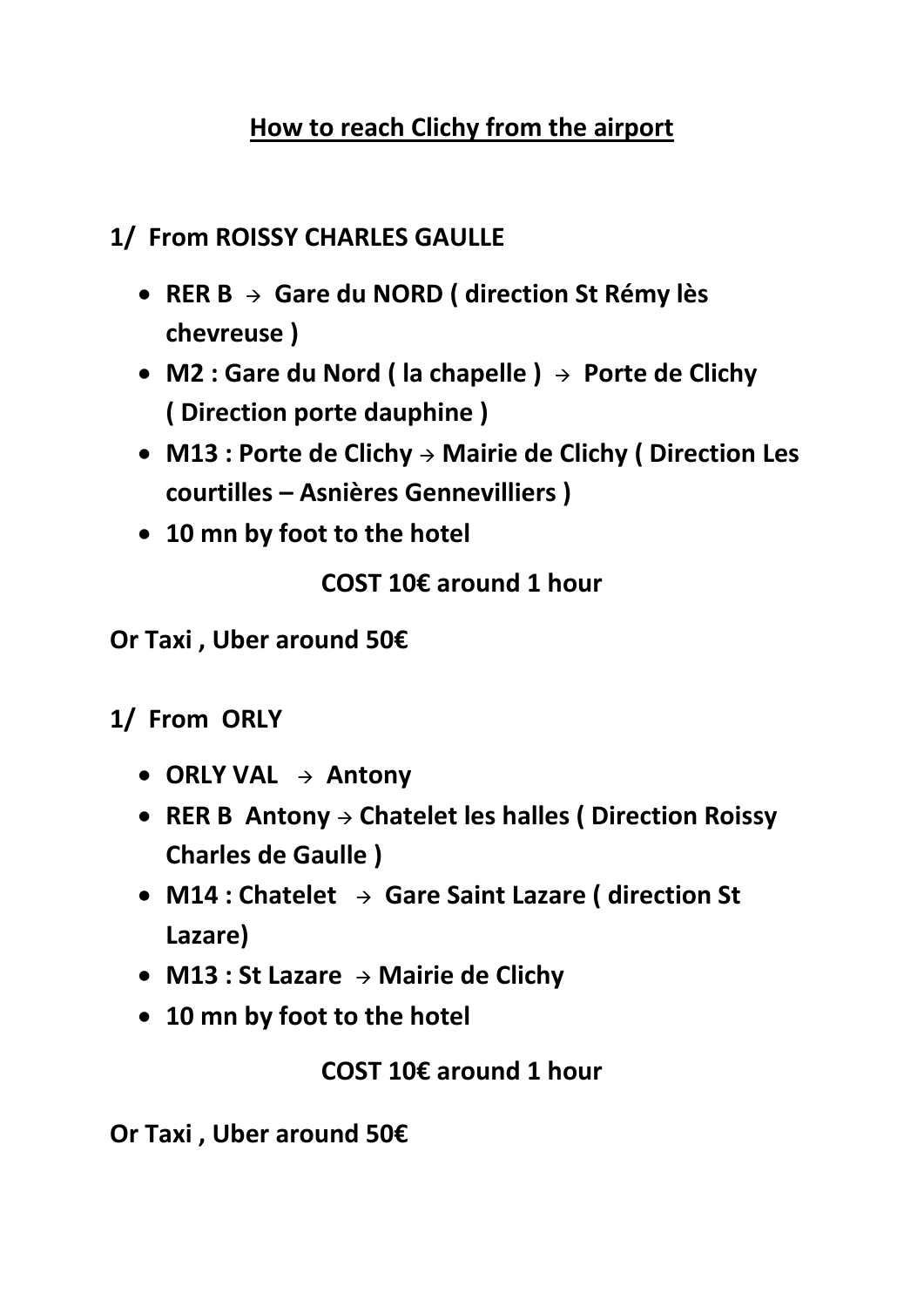# How to reach Clichy from the airport

## 1/ From ROISSY CHARLES GAULLE

- **RER B → Gare du NORD ( direction St Rémy lès chevreuse )**
- **M2 : Gare du Nord ( la chapelle ) → Porte de Clichy ( Direction porte dauphine )**
- **M13 : Porte de Clichy → Mairie de Clichy ( Direction Les courtilles – Asnières Gennevilliers )**
- **10 mn by foot to the hotel**

**COST 10€ around 1 hour**

**Or Taxi , Uber around 50€**

## 1/ From ORLY

- **ORLY VAL → Antony**
- **RER B Antony → Chatelet les halles ( Direction Roissy Charles de Gaulle )**
- **M14 : Chatelet → Gare Saint Lazare ( direction St Lazare)**
- **M13 : St Lazare → Mairie de Clichy**
- **10 mn by foot to the hotel**

**COST 10€ around 1 hour**

**Or Taxi , Uber around 50€**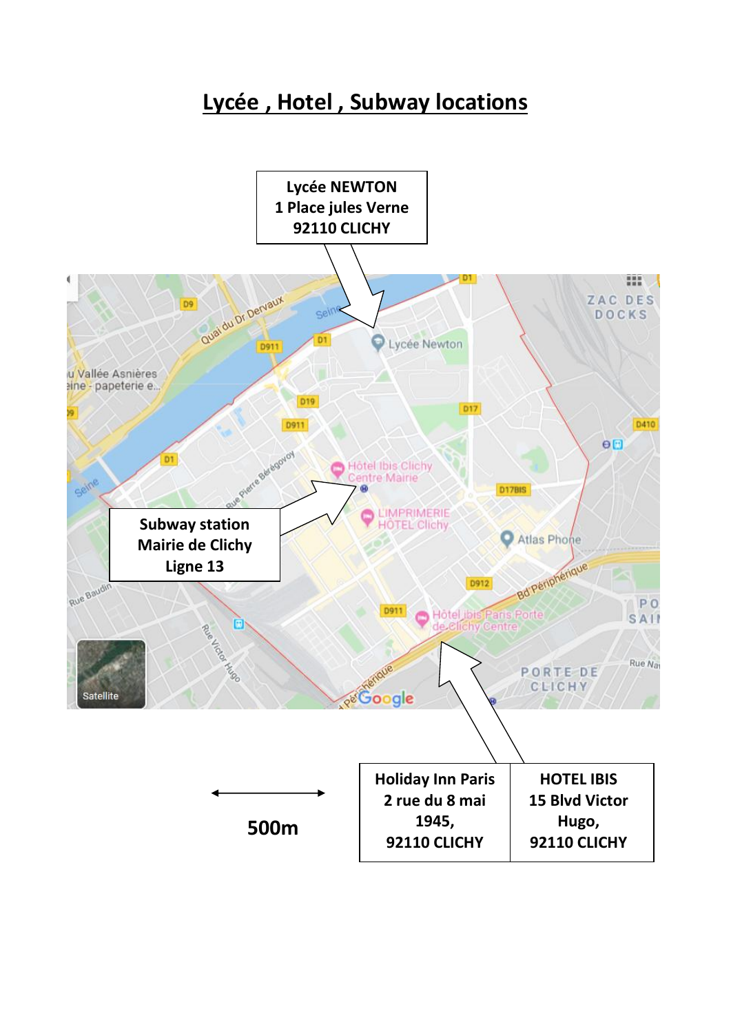# Lycée , Hotel , Subway locations

**Lycée NEWTON**
**1 Place jules Verne**
**92110 CLICHY**

**Subway station**
**Mairie de Clichy**
**Ligne 13**

**500m**

| Holiday Inn Paris 2 rue du 8 mai 1945, 92110 CLICHY | HOTEL IBIS 15 Blvd Victor Hugo, 92110 CLICHY |
|---|---|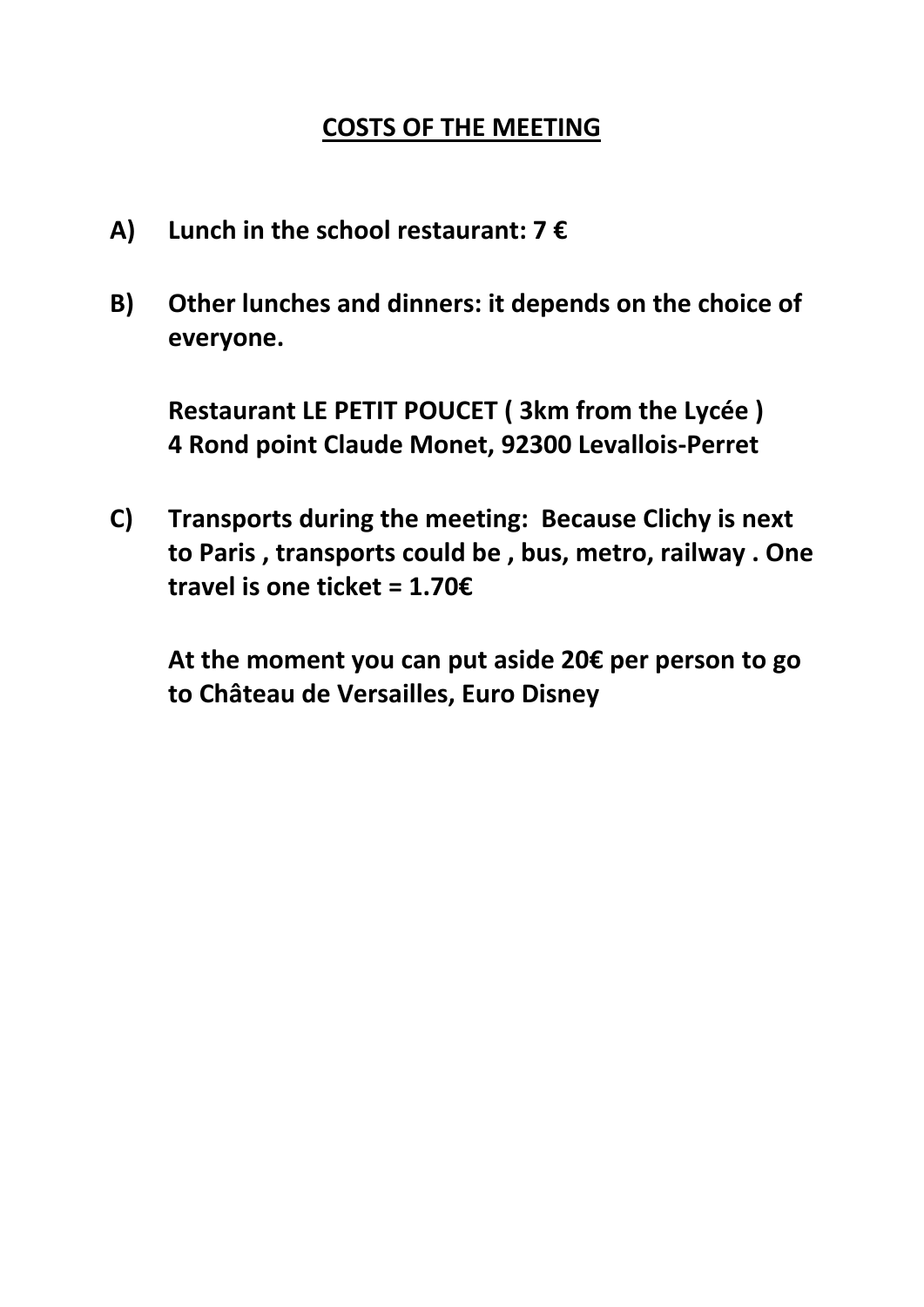## COSTS OF THE MEETING

**A) Lunch in the school restaurant: 7 €**

**B) Other lunches and dinners: it depends on the choice of everyone.**

**Restaurant LE PETIT POUCET ( 3km from the Lycée )**
**4 Rond point Claude Monet, 92300 Levallois-Perret**

**C) Transports during the meeting: Because Clichy is next to Paris , transports could be , bus, metro, railway . One travel is one ticket = 1.70€**

**At the moment you can put aside 20€ per person to go to Château de Versailles, Euro Disney**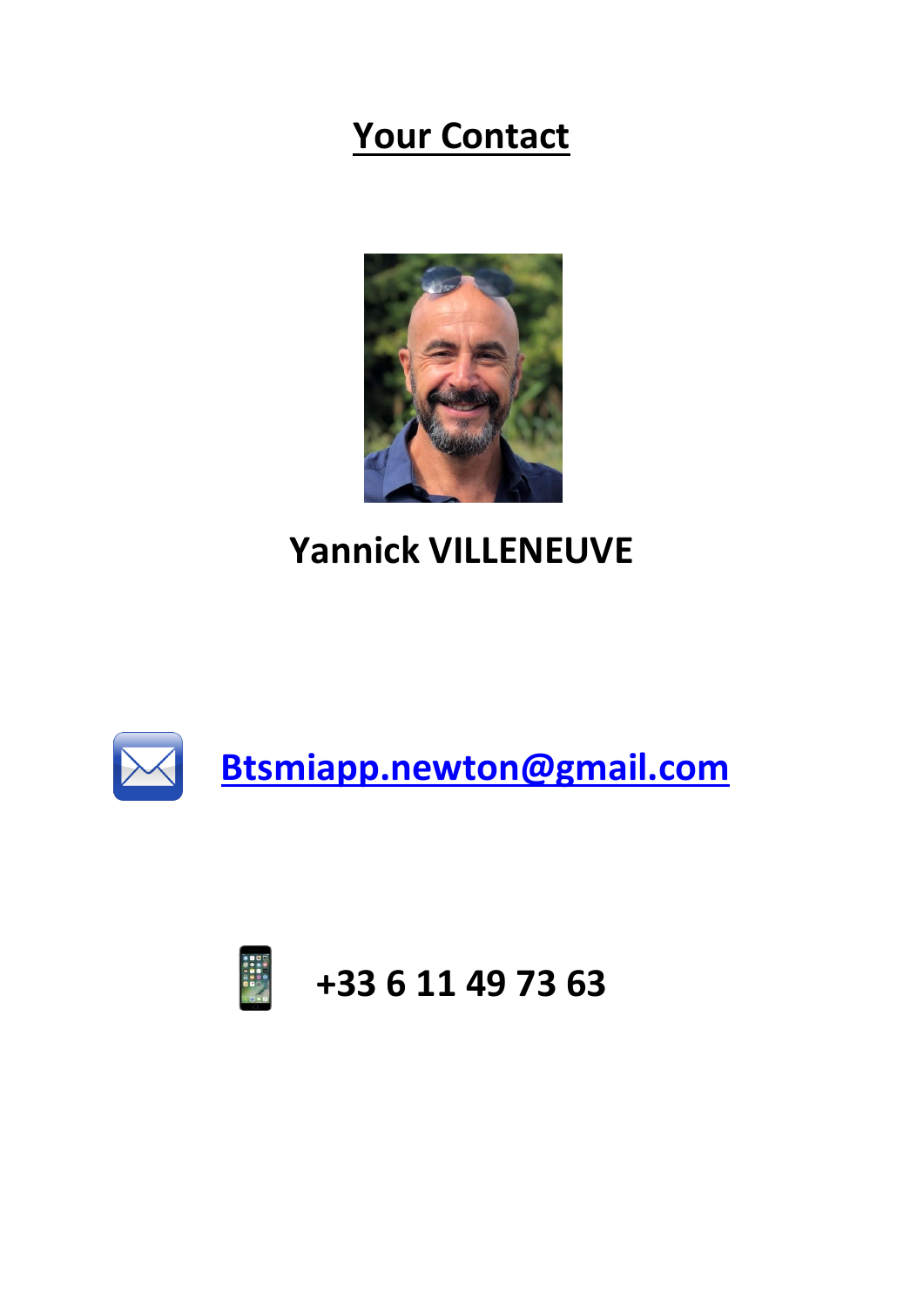# Your Contact

**Yannick VILLENEUVE**

Btsmiapp.newton@gmail.com

**+33 6 11 49 73 63**